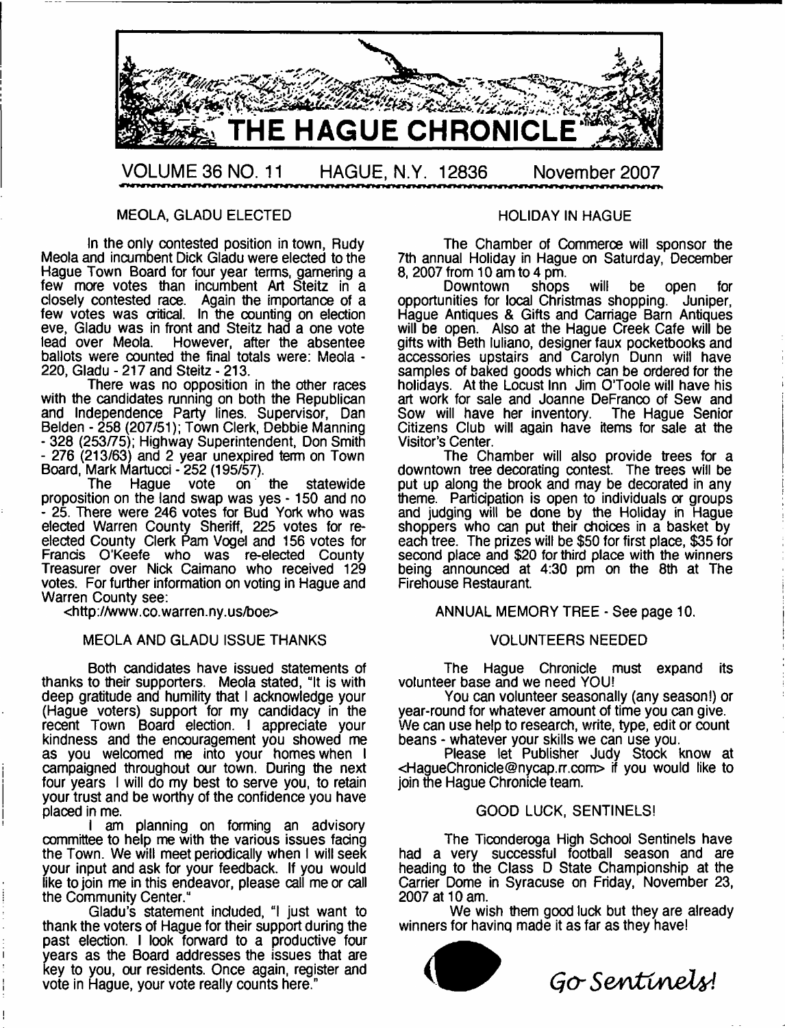# THE HAGUE CHRONICLE

VOLUME 36 NO. 11 HAGUE, N.Y. 12836 November 2007

## MEOLA, GLADU ELECTED

In the only contested position in town, Rudy Meola and incumbent Dick Gladu were elected to the Hague Town Board for four year terms, garnering a few more votes than incumbent Art Steitz in a closely contested race. Again the importance of a few votes was critical. In the counting on election eve, Gladu was in front and Steitz had a one vote lead over Meola. However, after the absentee ballots were counted the final totals were: Meola - 220, Gladu - 217 and Steitz - 213.

There was no opposition in the other races with the candidates running on both the Republican and Independence Party lines. Supervisor, Dan Belden - 258 (207/51); Town Clerk, Debbie Manning - 328 (253/75); Highway Superintendent, Don Smith - 276 (213/63) and 2 year unexpired term on Town Board, Mark Martucci - 252 (195/57).

The Hague vote on the statewide proposition on the land swap was yes - 150 and no - 25. There were 246 votes for Bud York who was elected Warren County Sheriff, 225 votes for re-elected County Clerk Pam Vogel and 156 votes for Francis O'Keefe who was re-elected County Treasurer over Nick Caimano who received 129 votes. For further information on voting in Hague and Warren County see:

<http://www.co.warren.ny.us/boe>

## MEOLA AND GLADU ISSUE THANKS

Both candidates have issued statements of thanks to their supporters. Meola stated, "It is with deep gratitude and humility that I acknowledge your (Hague voters) support for my candidacy in the recent Town Board election. I appreciate your kindness and the encouragement you showed me as you welcomed me into your homes when I campaigned throughout our town. During the next four years I will do my best to serve you, to retain your trust and be worthy of the confidence you have placed in me.

I am planning on forming an advisory committee to help me with the various issues facing the Town. We will meet periodically when I will seek your input and ask for your feedback. If you would like to join me in this endeavor, please call me or call the Community Center."

Gladu's statement included, "I just want to thank the voters of Hague for their support during the past election. I look forward to a productive four years as the Board addresses the issues that are key to you, our residents. Once again, register and vote in Hague, your vote really counts here."

## HOLIDAY IN HAGUE

The Chamber of Commerce will sponsor the 7th annual Holiday in Hague on Saturday, December 8, 2007 from 10 am to 4 pm.

Downtown shops will be open for opportunities for local Christmas shopping. Juniper, Hague Antiques & Gifts and Carriage Barn Antiques will be open. Also at the Hague Creek Cafe will be gifts with Beth Iuliano, designer faux pocketbooks and accessories upstairs and Carolyn Dunn will have samples of baked goods which can be ordered for the holidays. At the Locust Inn Jim O'Toole will have his art work for sale and Joanne DeFranco of Sew and Sow will have her inventory. The Hague Senior Citizens Club will again have items for sale at the Visitor's Center.

The Chamber will also provide trees for a downtown tree decorating contest. The trees will be put up along the brook and may be decorated in any theme. Participation is open to individuals or groups and judging will be done by the Holiday in Hague shoppers who can put their choices in a basket by each tree. The prizes will be $50 for first place, $35 for second place and $20 for third place with the winners being announced at 4:30 pm on the 8th at The Firehouse Restaurant.

## ANNUAL MEMORY TREE - See page 10.

## VOLUNTEERS NEEDED

The Hague Chronicle must expand its volunteer base and we need YOU!

You can volunteer seasonally (any season!) or year-round for whatever amount of time you can give. We can use help to research, write, type, edit or count beans - whatever your skills we can use you.

Please let Publisher Judy Stock know at <HagueChronicle@nycap.rr.com> if you would like to join the Hague Chronicle team.

## GOOD LUCK, SENTINELS!

The Ticonderoga High School Sentinels have had a very successful football season and are heading to the Carrier Dome in Syracuse for the Class D State Championship on Friday, November 23, 2007 at 10 am.

We wish them good luck but they are already winners for having made it as far as they have!

*Go Sentinels!*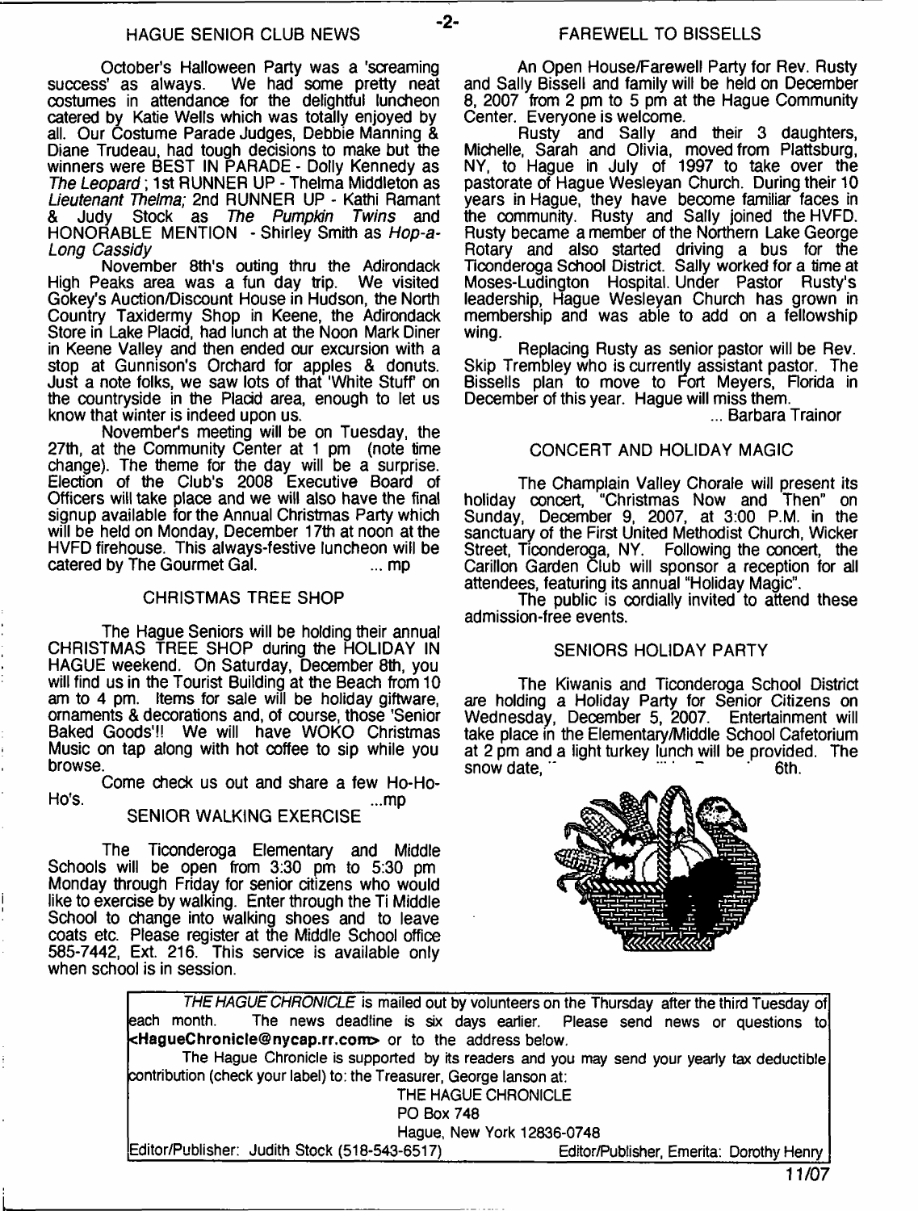## HAGUE SENIOR CLUB NEWS

October's Halloween Party was a 'screaming success' as always. We had some pretty neat costumes in attendance for the delightful luncheon catered by Katie Wells which was totally enjoyed by all. Our Costume Parade Judges, Debbie Manning & Diane Trudeau, had tough decisions to make but the winners were BEST IN PARADE - Dolly Kennedy as *The Leopard*; 1st RUNNER UP - Thelma Middleton as *Lieutenant Thelma;* 2nd RUNNER UP - Kathi Ramant & Judy Stock as *The Pumpkin Twins* and HONORABLE MENTION - Shirley Smith as *Hop-a-Long Cassidy*

November 8th's outing thru the Adirondack High Peaks area was a fun day trip. We visited Gokey's Auction/Discount House in Hudson, the North Country Taxidermy Shop in Keene, the Adirondack Store in Lake Placid, had lunch at the Noon Mark Diner in Keene Valley and then ended our excursion with a stop at Gunnison's Orchard for apples & donuts. Just a note folks, we saw lots of that 'White Stuff' on the countryside in the Placid area, enough to let us know that winter is indeed upon us.

November's meeting will be on Tuesday, the 27th, at the Community Center at 1 pm (note time change). The theme for the day will be a surprise. Election of the Club's 2008 Executive Board of Officers will take place and we will also have the final signup available for the Annual Christmas Party which will be held on Monday, December 17th at noon at the HVFD firehouse. This always-festive luncheon will be catered by The Gourmet Gal. ... mp

## CHRISTMAS TREE SHOP

The Hague Seniors will be holding their annual CHRISTMAS TREE SHOP during the HOLIDAY IN HAGUE weekend. On Saturday, December 8th, you will find us in the Tourist Building at the Beach from 10 am to 4 pm. Items for sale will be holiday giftware, ornaments & decorations and, of course, those 'Senior Baked Goods'!! We will have WOKO Christmas Music on tap along with hot coffee to sip while you browse.

Come check us out and share a few Ho-Ho-Ho's. ...mp

## SENIOR WALKING EXERCISE

The Ticonderoga Elementary and Middle Schools will be open from 3:30 pm to 5:30 pm Monday through Friday for senior citizens who would like to exercise by walking. Enter through the Ti Middle School to change into walking shoes and to leave coats etc. Please register at the Middle School office 585-7442, Ext. 216. This service is available only when school is in session.

## FAREWELL TO BISSELLS

An Open House/Farewell Party for Rev. Rusty and Sally Bissell and family will be held on December 8, 2007 from 2 pm to 5 pm at the Hague Community Center. Everyone is welcome.

Rusty and Sally and their 3 daughters, Michelle, Sarah and Olivia, moved from Plattsburg, NY, to Hague in July of 1997 to take over the pastorate of Hague Wesleyan Church. During their 10 years in Hague, they have become familiar faces in the community. Rusty and Sally joined the HVFD. Rusty became a member of the Northern Lake George Rotary and also started driving a bus for the Ticonderoga School District. Sally worked for a time at Moses-Ludington Hospital. Under Pastor Rusty's leadership, Hague Wesleyan Church has grown in membership and was able to add on a fellowship wing.

Replacing Rusty as senior pastor will be Rev. Skip Trembley who is currently assistant pastor. The Bissells plan to move to Fort Meyers, Florida in December of this year. Hague will miss them.

... Barbara Trainor

## CONCERT AND HOLIDAY MAGIC

The Champlain Valley Chorale will present its holiday concert, "Christmas Now and Then" on Sunday, December 9, 2007, at 3:00 P.M. in the sanctuary of the First United Methodist Church, Wicker Street, Ticonderoga, NY. Following the concert, the Carillon Garden Club will sponsor a reception for all attendees, featuring its annual "Holiday Magic".

The public is cordially invited to attend these admission-free events.

## SENIORS HOLIDAY PARTY

The Kiwanis and Ticonderoga School District are holding a Holiday Party for Senior Citizens on Wednesday, December 5, 2007. Entertainment will take place in the Elementary/Middle School Cafetorium at 2 pm and a light turkey lunch will be provided. The snow date, ... 6th.

---

*THE HAGUE CHRONICLE* is mailed out by volunteers on the Thursday after the third Tuesday of each month. The news deadline is six days earlier. Please send news or questions to **<HagueChronicle@nycap.rr.com>** or to the address below.

The Hague Chronicle is supported by its readers and you may send your yearly tax deductible contribution (check your label) to: the Treasurer, George Ianson at:

THE HAGUE CHRONICLE
PO Box 748
Hague, New York 12836-0748

Editor/Publisher: Judith Stock (518-543-6517) — Editor/Publisher, Emerita: Dorothy Henry

11/07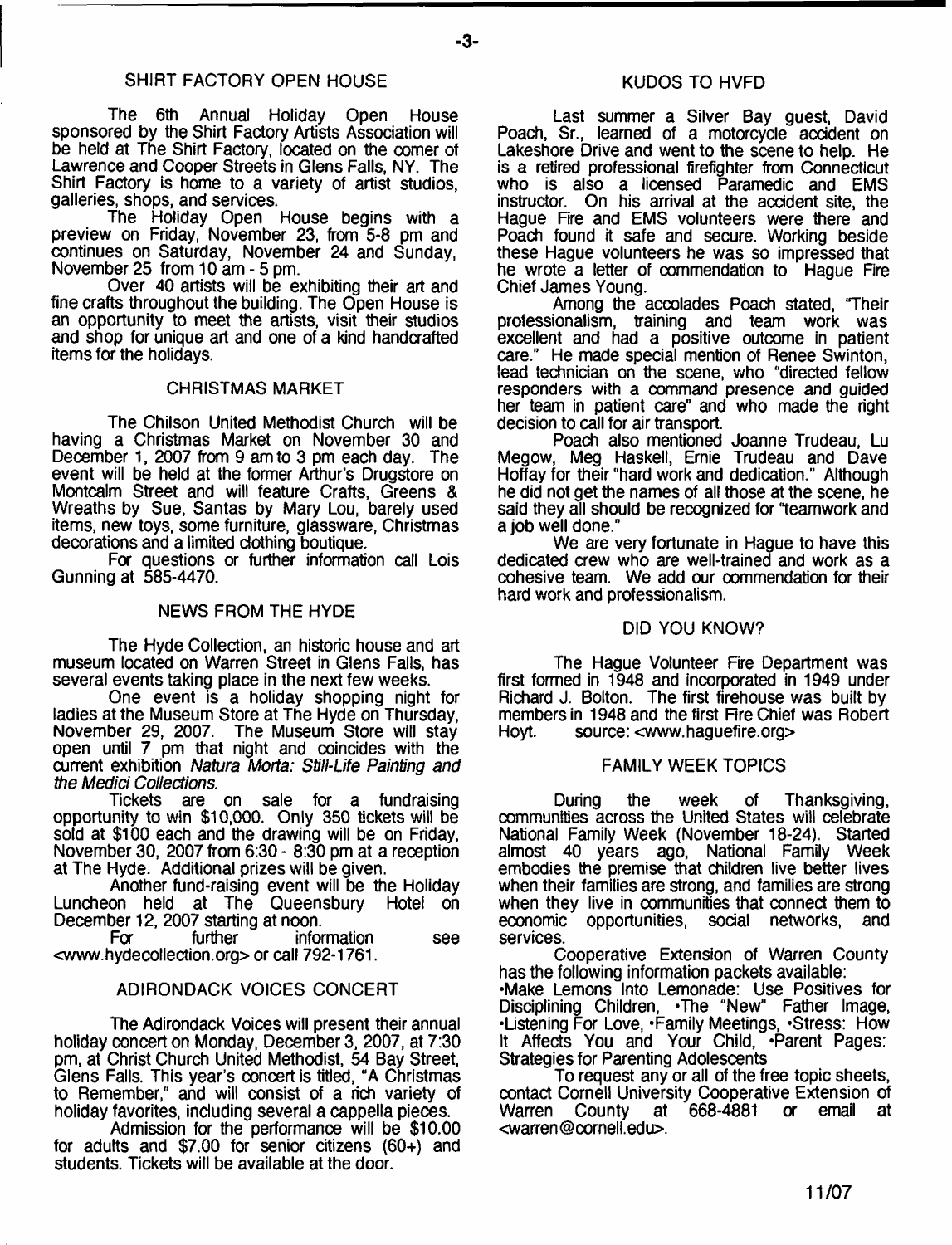## SHIRT FACTORY OPEN HOUSE

The 6th Annual Holiday Open House sponsored by the Shirt Factory Artists Association will be held at The Shirt Factory, located on the corner of Lawrence and Cooper Streets in Glens Falls, NY. The Shirt Factory is home to a variety of artist studios, galleries, shops, and services.

The Holiday Open House begins with a preview on Friday, November 23, from 5-8 pm and continues on Saturday, November 24 and Sunday, November 25 from 10 am - 5 pm.

Over 40 artists will be exhibiting their art and fine crafts throughout the building. The Open House is an opportunity to meet the artists, visit their studios and shop for unique art and one of a kind handcrafted items for the holidays.

## CHRISTMAS MARKET

The Chilson United Methodist Church will be having a Christmas Market on November 30 and December 1, 2007 from 9 am to 3 pm each day. The event will be held at the former Arthur's Drugstore on Montcalm Street and will feature Crafts, Greens & Wreaths by Sue, Santas by Mary Lou, barely used items, new toys, some furniture, glassware, Christmas decorations and a limited clothing boutique.

For questions or further information call Lois Gunning at 585-4470.

## NEWS FROM THE HYDE

The Hyde Collection, an historic house and art museum located on Warren Street in Glens Falls, has several events taking place in the next few weeks.

One event is a holiday shopping night for ladies at the Museum Store at The Hyde on Thursday, November 29, 2007. The Museum Store will stay open until 7 pm that night and coincides with the current exhibition *Natura Morta: Still-Life Painting and the Medici Collections.*

Tickets are on sale for a fundraising opportunity to win $10,000. Only 350 tickets will be sold at $100 each and the drawing will be on Friday, November 30, 2007 from 6:30 - 8:30 pm at a reception at The Hyde. Additional prizes will be given.

Another fund-raising event will be the Holiday Luncheon held at The Queensbury Hotel on December 12, 2007 starting at noon.

For further information see <www.hydecollection.org> or call 792-1761.

## ADIRONDACK VOICES CONCERT

The Adirondack Voices will present their annual holiday concert on Monday, December 3, 2007, at 7:30 pm, at Christ Church United Methodist, 54 Bay Street, Glens Falls. This year's concert is titled, "A Christmas to Remember," and will consist of a rich variety of holiday favorites, including several a cappella pieces.

Admission for the performance will be $10.00 for adults and $7.00 for senior citizens (60+) and students. Tickets will be available at the door.

## KUDOS TO HVFD

Last summer a Silver Bay guest, David Poach, Sr., learned of a motorcycle accident on Lakeshore Drive and went to the scene to help. He is a retired professional firefighter from Connecticut who is also a licensed Paramedic and EMS instructor. On his arrival at the accident site, the Hague Fire and EMS volunteers were there and Poach found it safe and secure. Working beside these Hague volunteers he was so impressed that he wrote a letter of commendation to Hague Fire Chief James Young.

Among the accolades Poach stated, "Their professionalism, training and team work was excellent and had a positive outcome in patient care." He made special mention of Renee Swinton, lead technician on the scene, who "directed fellow responders with a command presence and guided her team in patient care" and who made the right decision to call for air transport.

Poach also mentioned Joanne Trudeau, Lu Megow, Meg Haskell, Ernie Trudeau and Dave Hoffay for their "hard work and dedication." Although he did not get the names of all those at the scene, he said they all should be recognized for "teamwork and a job well done."

We are very fortunate in Hague to have this dedicated crew who are well-trained and work as a cohesive team. We add our commendation for their hard work and professionalism.

## DID YOU KNOW?

The Hague Volunteer Fire Department was first formed in 1948 and incorporated in 1949 under Richard J. Bolton. The first firehouse was built by members in 1948 and the first Fire Chief was Robert Hoyt. source: <www.haguefire.org>

## FAMILY WEEK TOPICS

During the week of Thanksgiving, communities across the United States will celebrate National Family Week (November 18-24). Started almost 40 years ago, National Family Week embodies the premise that children live better lives when their families are strong, and families are strong when they live in communities that connect them to economic opportunities, social networks, and services.

Cooperative Extension of Warren County has the following information packets available:

- Make Lemons Into Lemonade: Use Positives for Disciplining Children,
- The "New" Father Image,
- Listening For Love,
- Family Meetings,
- Stress: How It Affects You and Your Child,
- Parent Pages: Strategies for Parenting Adolescents

To request any or all of the free topic sheets, contact Cornell University Cooperative Extension of Warren County at 668-4881 or email at <warren@cornell.edu>.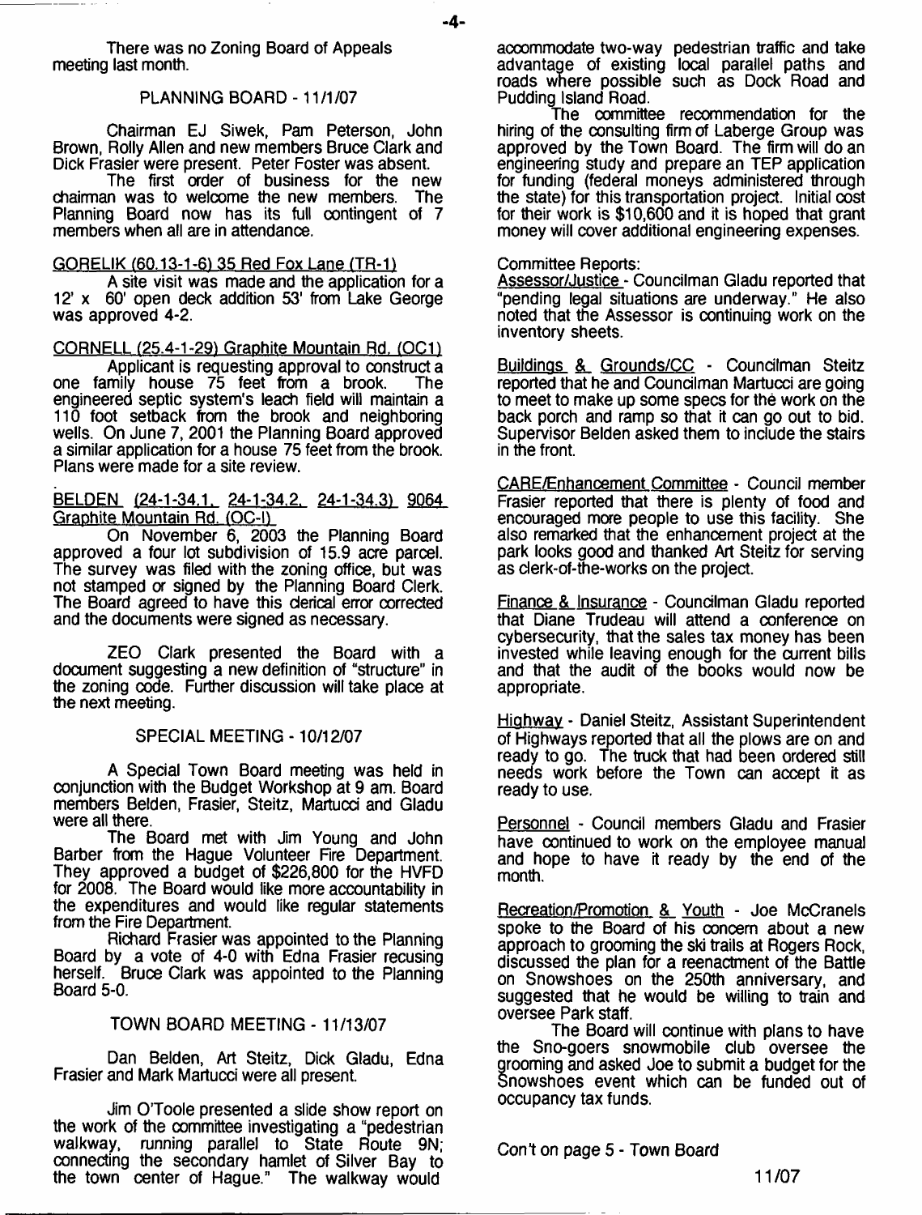There was no Zoning Board of Appeals meeting last month.

## PLANNING BOARD - 11/1/07

Chairman EJ Siwek, Pam Peterson, John Brown, Rolly Allen and new members Bruce Clark and Dick Frasier were present. Peter Foster was absent.

The first order of business for the new chairman was to welcome the new members. The Planning Board now has its full contingent of 7 members when all are in attendance.

GORELIK (60.13-1-6) 35 Red Fox Lane (TR-1)

A site visit was made and the application for a 12' x 60' open deck addition 53' from Lake George was approved 4-2.

CORNELL (25.4-1-29) Graphite Mountain Rd. (OC1)

Applicant is requesting approval to construct a one family house 75 feet from a brook. The engineered septic system's leach field will maintain a 110 foot setback from the brook and neighboring wells. On June 7, 2001 the Planning Board approved a similar application for a house 75 feet from the brook. Plans were made for a site review.

BELDEN (24-1-34.1, 24-1-34.2, 24-1-34.3) 9064 Graphite Mountain Rd. (OC-I)

On November 6, 2003 the Planning Board approved a four lot subdivision of 15.9 acre parcel. The survey was filed with the zoning office, but was not stamped or signed by the Planning Board Clerk. The Board agreed to have this clerical error corrected and the documents were signed as necessary.

ZEO Clark presented the Board with a document suggesting a new definition of "structure" in the zoning code. Further discussion will take place at the next meeting.

## SPECIAL MEETING - 10/12/07

A Special Town Board meeting was held in conjunction with the Budget Workshop at 9 am. Board members Belden, Frasier, Steitz, Martucci and Gladu were all there.

The Board met with Jim Young and John Barber from the Hague Volunteer Fire Department. They approved a budget of $226,800 for the HVFD for 2008. The Board would like more accountability in the expenditures and would like regular statements from the Fire Department.

Richard Frasier was appointed to the Planning Board by a vote of 4-0 with Edna Frasier recusing herself. Bruce Clark was appointed to the Planning Board 5-0.

## TOWN BOARD MEETING - 11/13/07

Dan Belden, Art Steitz, Dick Gladu, Edna Frasier and Mark Martucci were all present.

Jim O'Toole presented a slide show report on the work of the committee investigating a "pedestrian walkway, running parallel to State Route 9N; connecting the secondary hamlet of Silver Bay to the town center of Hague." The walkway would accommodate two-way pedestrian traffic and take advantage of existing local parallel paths and roads where possible such as Dock Road and Pudding Island Road.

The committee recommendation for the hiring of the consulting firm of Laberge Group was approved by the Town Board. The firm will do an engineering study and prepare an TEP application for funding (federal moneys administered through the state) for this transportation project. Initial cost for their work is $10,600 and it is hoped that grant money will cover additional engineering expenses.

Committee Reports:

Assessor/Justice - Councilman Gladu reported that "pending legal situations are underway." He also noted that the Assessor is continuing work on the inventory sheets.

Buildings & Grounds/CC - Councilman Steitz reported that he and Councilman Martucci are going to meet to make up some specs for the work on the back porch and ramp so that it can go out to bid. Supervisor Belden asked them to include the stairs in the front.

CARE/Enhancement Committee - Council member Frasier reported that there is plenty of food and encouraged more people to use this facility. She also remarked that the enhancement project at the park looks good and thanked Art Steitz for serving as clerk-of-the-works on the project.

Finance & Insurance - Councilman Gladu reported that Diane Trudeau will attend a conference on cybersecurity, that the sales tax money has been invested while leaving enough for the current bills and that the audit of the books would now be appropriate.

Highway - Daniel Steitz, Assistant Superintendent of Highways reported that all the plows are on and ready to go. The truck that had been ordered still needs work before the Town can accept it as ready to use.

Personnel - Council members Gladu and Frasier have continued to work on the employee manual and hope to have it ready by the end of the month.

Recreation/Promotion & Youth - Joe McCranels spoke to the Board of his concern about a new approach to grooming the ski trails at Rogers Rock, discussed the plan for a reenactment of the Battle on Snowshoes on the 250th anniversary, and suggested that he would be willing to train and oversee Park staff.

The Board will continue with plans to have the Sno-goers snowmobile club oversee the grooming and asked Joe to submit a budget for the Snowshoes event which can be funded out of occupancy tax funds.

Con't on page 5 - Town Board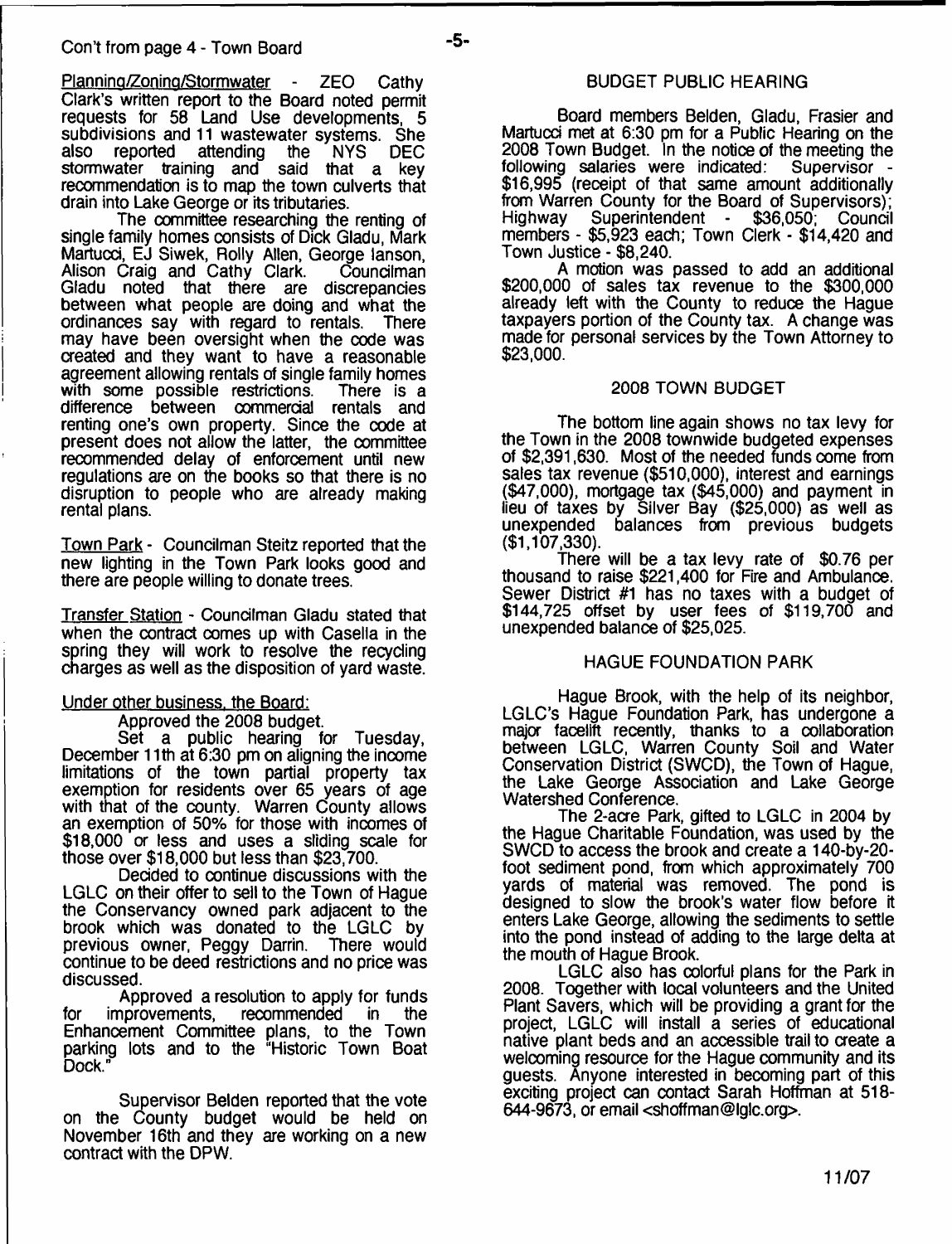Con't from page 4 - Town Board

Planning/Zoning/Stormwater - ZEO Cathy Clark's written report to the Board noted permit requests for 58 Land Use developments, 5 subdivisions and 11 wastewater systems. She also reported attending the NYS DEC stormwater training and said that a key recommendation is to map the town culverts that drain into Lake George or its tributaries.

The committee researching the renting of single family homes consists of Dick Gladu, Mark Martucci, EJ Siwek, Rolly Allen, George Ianson, Alison Craig and Cathy Clark. Councilman Gladu noted that there are discrepancies between what people are doing and what the ordinances say with regard to rentals. There may have been oversight when the code was created and they want to have a reasonable agreement allowing rentals of single family homes with some possible restrictions. There is a difference between commercial rentals and renting one's own property. Since the code at present does not allow the latter, the committee recommended delay of enforcement until new regulations are on the books so that there is no disruption to people who are already making rental plans.

Town Park - Councilman Steitz reported that the new lighting in the Town Park looks good and there are people willing to donate trees.

Transfer Station - Councilman Gladu stated that when the contract comes up with Casella in the spring they will work to resolve the recycling charges as well as the disposition of yard waste.

Under other business, the Board:

Approved the 2008 budget.

Set a public hearing for Tuesday, December 11th at 6:30 pm on aligning the income limitations of the town partial property tax exemption for residents over 65 years of age with that of the county. Warren County allows an exemption of 50% for those with incomes of $18,000 or less and uses a sliding scale for those over $18,000 but less than $23,700.

Decided to continue discussions with the LGLC on their offer to sell to the Town of Hague the Conservancy owned park adjacent to the brook which was donated to the LGLC by previous owner, Peggy Darrin. There would continue to be deed restrictions and no price was discussed.

Approved a resolution to apply for funds for improvements, recommended in the Enhancement Committee plans, to the Town parking lots and to the "Historic Town Boat Dock."

Supervisor Belden reported that the vote on the County budget would be held on November 16th and they are working on a new contract with the DPW.

## BUDGET PUBLIC HEARING

Board members Belden, Gladu, Frasier and Martucci met at 6:30 pm for a Public Hearing on the 2008 Town Budget. In the notice of the meeting the following salaries were indicated: Supervisor - $16,995 (receipt of that same amount additionally from Warren County for the Board of Supervisors); Highway Superintendent - $36,050; Council members - $5,923 each; Town Clerk - $14,420 and Town Justice - $8,240.

A motion was passed to add an additional $200,000 of sales tax revenue to the $300,000 already left with the County to reduce the Hague taxpayers portion of the County tax. A change was made for personal services by the Town Attorney to $23,000.

## 2008 TOWN BUDGET

The bottom line again shows no tax levy for the Town in the 2008 townwide budgeted expenses of $2,391,630. Most of the needed funds come from sales tax revenue ($510,000), interest and earnings ($47,000), mortgage tax ($45,000) and payment in lieu of taxes by Silver Bay ($25,000) as well as unexpended balances from previous budgets ($1,107,330).

There will be a tax levy rate of $0.76 per thousand to raise $221,400 for Fire and Ambulance. Sewer District #1 has no taxes with a budget of $144,725 offset by user fees of $119,700 and unexpended balance of $25,025.

## HAGUE FOUNDATION PARK

Hague Brook, with the help of its neighbor, LGLC's Hague Foundation Park, has undergone a major facelift recently, thanks to a collaboration between LGLC, Warren County Soil and Water Conservation District (SWCD), the Town of Hague, the Lake George Association and Lake George Watershed Conference.

The 2-acre Park, gifted to LGLC in 2004 by the Hague Charitable Foundation, was used by the SWCD to access the brook and create a 140-by-20-foot sediment pond, from which approximately 700 yards of material was removed. The pond is designed to slow the brook's water flow before it enters Lake George, allowing the sediments to settle into the pond instead of adding to the large delta at the mouth of Hague Brook.

LGLC also has colorful plans for the Park in 2008. Together with local volunteers and the United Plant Savers, which will be providing a grant for the project, LGLC will install a series of educational native plant beds and an accessible trail to create a welcoming resource for the Hague community and its guests. Anyone interested in becoming part of this exciting project can contact Sarah Hoffman at 518-644-9673, or email <shoffman@lglc.org>.

11/07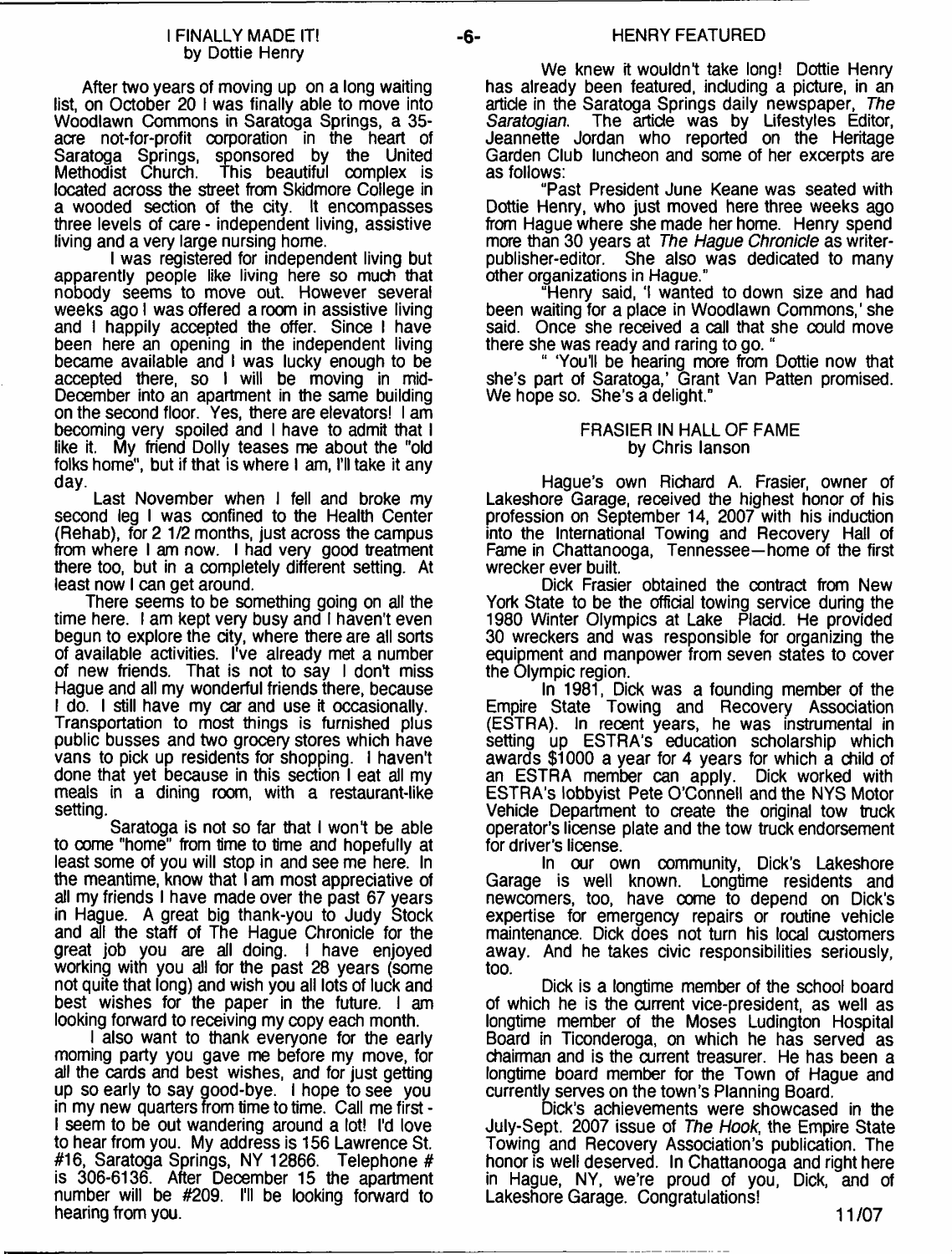## I FINALLY MADE IT!
### by Dottie Henry

After two years of moving up on a long waiting list, on October 20 I was finally able to move into Woodlawn Commons in Saratoga Springs, a 35-acre not-for-profit corporation in the heart of Saratoga Springs, sponsored by the United Methodist Church. This beautiful complex is located across the street from Skidmore College in a wooded section of the city. It encompasses three levels of care - independent living, assistive living and a very large nursing home.

I was registered for independent living but apparently people like living here so much that nobody seems to move out. However several weeks ago I was offered a room in assistive living and I happily accepted the offer. Since I have been here an opening in the independent living became available and I was lucky enough to be accepted there, so I will be moving in mid-December into an apartment in the same building on the second floor. Yes, there are elevators! I am becoming very spoiled and I have to admit that I like it. My friend Dolly teases me about the "old folks home", but if that is where I am, I'll take it any day.

Last November when I fell and broke my second leg I was confined to the Health Center (Rehab), for 2 1/2 months, just across the campus from where I am now. I had very good treatment there too, but in a completely different setting. At least now I can get around.

There seems to be something going on all the time here. I am kept very busy and I haven't even begun to explore the city, where there are all sorts of available activities. I've already met a number of new friends. That is not to say I don't miss Hague and all my wonderful friends there, because I do. I still have my car and use it occasionally. Transportation to most things is furnished plus public busses and two grocery stores which have vans to pick up residents for shopping. I haven't done that yet because in this section I eat all my meals in a dining room, with a restaurant-like setting.

Saratoga is not so far that I won't be able to come "home" from time to time and hopefully at least some of you will stop in and see me here. In the meantime, know that I am most appreciative of all my friends I have made over the past 67 years in Hague. A great big thank-you to Judy Stock and all the staff of The Hague Chronicle for the great job you are all doing. I have enjoyed working with you all for the past 28 years (some not quite that long) and wish you all lots of luck and best wishes for the paper in the future. I am looking forward to receiving my copy each month.

I also want to thank everyone for the early morning party you gave me before my move, for all the cards and best wishes, and for just getting up so early to say good-bye. I hope to see you in my new quarters from time to time. Call me first - I seem to be out wandering around a lot! I'd love to hear from you. My address is 156 Lawrence St. #16, Saratoga Springs, NY 12866. Telephone # is 306-6136. After December 15 the apartment number will be #209. I'll be looking forward to hearing from you.

## HENRY FEATURED

We knew it wouldn't take long! Dottie Henry has already been featured, including a picture, in an article in the Saratoga Springs daily newspaper, *The Saratogian*. The article was by Lifestyles Editor, Jeannette Jordan who reported on the Heritage Garden Club luncheon and some of her excerpts are as follows:

"Past President June Keane was seated with Dottie Henry, who just moved here three weeks ago from Hague where she made her home. Henry spend more than 30 years at *The Hague Chronicle* as writer-publisher-editor. She also was dedicated to many other organizations in Hague."

"Henry said, 'I wanted to down size and had been waiting for a place in Woodlawn Commons,' she said. Once she received a call that she could move there she was ready and raring to go. "

" 'You'll be hearing more from Dottie now that she's part of Saratoga,' Grant Van Patten promised. We hope so. She's a delight."

## FRASIER IN HALL OF FAME
### by Chris Ianson

Hague's own Richard A. Frasier, owner of Lakeshore Garage, received the highest honor of his profession on September 14, 2007 with his induction into the International Towing and Recovery Hall of Fame in Chattanooga, Tennessee—home of the first wrecker ever built.

Dick Frasier obtained the contract from New York State to be the official towing service during the 1980 Winter Olympics at Lake Placid. He provided 30 wreckers and was responsible for organizing the equipment and manpower from seven states to cover the Olympic region.

In 1981, Dick was a founding member of the Empire State Towing and Recovery Association (ESTRA). In recent years, he was instrumental in setting up ESTRA's education scholarship which awards $1000 a year for 4 years for which a child of an ESTRA member can apply. Dick worked with ESTRA's lobbyist Pete O'Connell and the NYS Motor Vehicle Department to create the original tow truck operator's license plate and the tow truck endorsement for driver's license.

In our own community, Dick's Lakeshore Garage is well known. Longtime residents and newcomers, too, have come to depend on Dick's expertise for emergency repairs or routine vehicle maintenance. Dick does not turn his local customers away. And he takes civic responsibilities seriously, too.

Dick is a longtime member of the school board of which he is the current vice-president, as well as longtime member of the Moses Ludington Hospital Board in Ticonderoga, on which he has served as chairman and is the current treasurer. He has been a longtime board member for the Town of Hague and currently serves on the town's Planning Board.

Dick's achievements were showcased in the July-Sept. 2007 issue of *The Hook*, the Empire State Towing and Recovery Association's publication. The honor is well deserved. In Chattanooga and right here in Hague, NY, we're proud of you, Dick, and of Lakeshore Garage. Congratulations!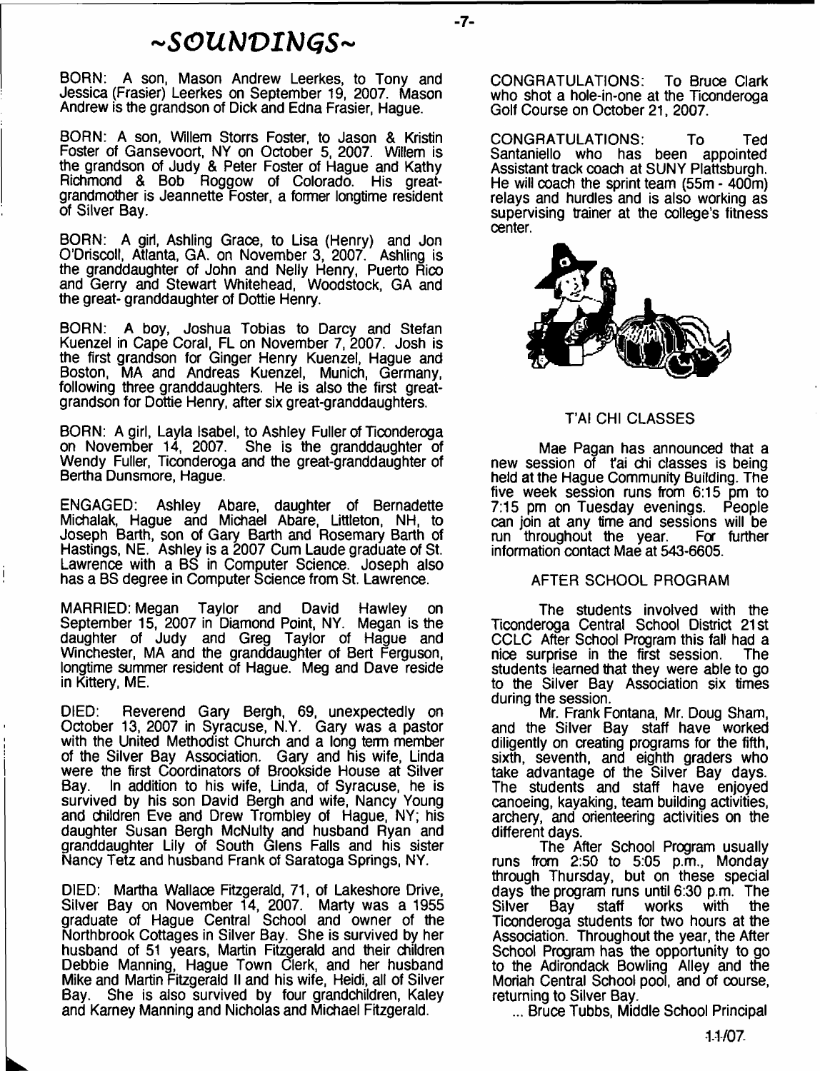# ~SOUNDINGS~

BORN: A son, Mason Andrew Leerkes, to Tony and Jessica (Frasier) Leerkes on September 19, 2007. Mason Andrew is the grandson of Dick and Edna Frasier, Hague.

BORN: A son, Willem Storrs Foster, to Jason & Kristin Foster of Gansevoort, NY on October 5, 2007. Willem is the grandson of Judy & Peter Foster of Hague and Kathy Richmond & Bob Roggow of Colorado. His great-grandmother is Jeannette Foster, a former longtime resident of Silver Bay.

BORN: A girl, Ashling Grace, to Lisa (Henry) and Jon O'Driscoll, Atlanta, GA. on November 3, 2007. Ashling is the granddaughter of John and Nelly Henry, Puerto Rico and Gerry and Stewart Whitehead, Woodstock, GA and the great- granddaughter of Dottie Henry.

BORN: A boy, Joshua Tobias to Darcy and Stefan Kuenzel in Cape Coral, FL on November 7, 2007. Josh is the first grandson for Ginger Henry Kuenzel, Hague and Boston, MA and Andreas Kuenzel, Munich, Germany, following three granddaughters. He is also the first great-grandson for Dottie Henry, after six great-granddaughters.

BORN: A girl, Layla Isabel, to Ashley Fuller of Ticonderoga on November 14, 2007. She is the granddaughter of Wendy Fuller, Ticonderoga and the great-granddaughter of Bertha Dunsmore, Hague.

ENGAGED: Ashley Abare, daughter of Bernadette Michalak, Hague and Michael Abare, Littleton, NH, to Joseph Barth, son of Gary Barth and Rosemary Barth of Hastings, NE. Ashley is a 2007 Cum Laude graduate of St. Lawrence with a BS in Computer Science. Joseph also has a BS degree in Computer Science from St. Lawrence.

MARRIED: Megan Taylor and David Hawley on September 15, 2007 in Diamond Point, NY. Megan is the daughter of Judy and Greg Taylor of Hague and Winchester, MA and the granddaughter of Bert Ferguson, longtime summer resident of Hague. Meg and Dave reside in Kittery, ME.

DIED: Reverend Gary Bergh, 69, unexpectedly on October 13, 2007 in Syracuse, N.Y. Gary was a pastor with the United Methodist Church and a long term member of the Silver Bay Association. Gary and his wife, Linda were the first Coordinators of Brookside House at Silver Bay. In addition to his wife, Linda, of Syracuse, he is survived by his son David Bergh and wife, Nancy Young and children Eve and Drew Trombley of Hague, NY; his daughter Susan Bergh McNulty and husband Ryan and granddaughter Lily of South Glens Falls and his sister Nancy Tetz and husband Frank of Saratoga Springs, NY.

DIED: Martha Wallace Fitzgerald, 71, of Lakeshore Drive, Silver Bay on November 14, 2007. Marty was a 1955 graduate of Hague Central School and owner of the Northbrook Cottages in Silver Bay. She is survived by her husband of 51 years, Martin Fitzgerald and their children Debbie Manning, Hague Town Clerk, and her husband Mike and Martin Fitzgerald II and his wife, Heidi, all of Silver Bay. She is also survived by four grandchildren, Kaley and Karney Manning and Nicholas and Michael Fitzgerald.

CONGRATULATIONS: To Bruce Clark who shot a hole-in-one at the Ticonderoga Golf Course on October 21, 2007.

CONGRATULATIONS: To Ted Santaniello who has been appointed Assistant track coach at SUNY Plattsburgh. He will coach the sprint team (55m - 400m) relays and hurdles and is also working as supervising trainer at the college's fitness center.

## T'AI CHI CLASSES

Mae Pagan has announced that a new session of t'ai chi classes is being held at the Hague Community Building. The five week session runs from 6:15 pm to 7:15 pm on Tuesday evenings. People can join at any time and sessions will be run throughout the year. For further information contact Mae at 543-6605.

## AFTER SCHOOL PROGRAM

The students involved with the Ticonderoga Central School District 21st CCLC After School Program this fall had a nice surprise in the first session. The students learned that they were able to go to the Silver Bay Association six times during the session.

Mr. Frank Fontana, Mr. Doug Sham, and the Silver Bay staff have worked diligently on creating programs for the fifth, sixth, seventh, and eighth graders who take advantage of the Silver Bay days. The students and staff have enjoyed canoeing, kayaking, team building activities, archery, and orienteering activities on the different days.

The After School Program usually runs from 2:50 to 5:05 p.m., Monday through Thursday, but on these special days the program runs until 6:30 p.m. The Silver Bay staff works with the Ticonderoga students for two hours at the Association. Throughout the year, the After School Program has the opportunity to go to the Adirondack Bowling Alley and the Moriah Central School pool, and of course, returning to Silver Bay.

... Bruce Tubbs, Middle School Principal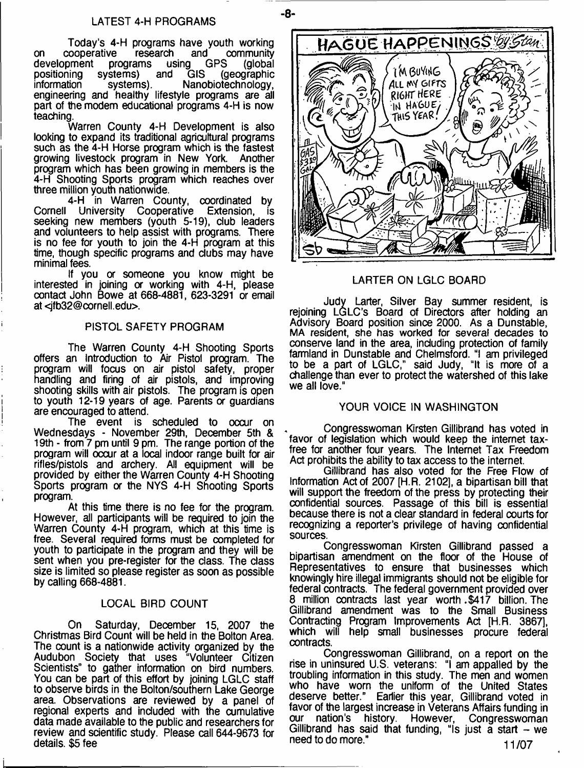## LATEST 4-H PROGRAMS

Today's 4-H programs have youth working on cooperative research and community development programs using GPS (global positioning systems) and GIS (geographic information systems). Nanobiotechnology, engineering and healthy lifestyle programs are all part of the modern educational programs 4-H is now teaching.

Warren County 4-H Development is also looking to expand its traditional agricultural programs such as the 4-H Horse program which is the fastest growing livestock program in New York. Another program which has been growing in members is the 4-H Shooting Sports program which reaches over three million youth nationwide.

4-H in Warren County, coordinated by Cornell University Cooperative Extension, is seeking new members (youth 5-19), club leaders and volunteers to help assist with programs. There is no fee for youth to join the 4-H program at this time, though specific programs and clubs may have minimal fees.

If you or someone you know might be interested in joining or working with 4-H, please contact John Bowe at 668-4881, 623-3291 or email at <jfb32@cornell.edu>.

## PISTOL SAFETY PROGRAM

The Warren County 4-H Shooting Sports offers an Introduction to Air Pistol program. The program will focus on air pistol safety, proper handling and firing of air pistols, and improving shooting skills with air pistols. The program is open to youth 12-19 years of age. Parents or guardians are encouraged to attend.

The event is scheduled to occur on Wednesdays - November 29th, December 5th & 19th - from 7 pm until 9 pm. The range portion of the program will occur at a local indoor range built for air rifles/pistols and archery. All equipment will be provided by either the Warren County 4-H Shooting Sports program or the NYS 4-H Shooting Sports program.

At this time there is no fee for the program. However, all participants will be required to join the Warren County 4-H program, which at this time is free. Several required forms must be completed for youth to participate in the program and they will be sent when you pre-register for the class. The class size is limited so please register as soon as possible by calling 668-4881.

## LOCAL BIRD COUNT

On Saturday, December 15, 2007 the Christmas Bird Count will be held in the Bolton Area. The count is a nationwide activity organized by the Audubon Society that uses "Volunteer Citizen Scientists" to gather information on bird numbers. You can be part of this effort by joining LGLC staff to observe birds in the Bolton/southern Lake George area. Observations are reviewed by a panel of regional experts and included with the cumulative data made available to the public and researchers for review and scientific study. Please call 644-9673 for details. $5 fee

## LARTER ON LGLC BOARD

Judy Larter, Silver Bay summer resident, is rejoining LGLC's Board of Directors after holding an Advisory Board position since 2000. As a Dunstable, MA resident, she has worked for several decades to conserve land in the area, including protection of family farmland in Dunstable and Chelmsford. "I am privileged to be a part of LGLC," said Judy, "It is more of a challenge than ever to protect the watershed of this lake we all love."

## YOUR VOICE IN WASHINGTON

Congresswoman Kirsten Gillibrand has voted in favor of legislation which would keep the internet tax-free for another four years. The Internet Tax Freedom Act prohibits the ability to tax access to the internet.

Gillibrand has also voted for the Free Flow of Information Act of 2007 [H.R. 2102], a bipartisan bill that will support the freedom of the press by protecting their confidential sources. Passage of this bill is essential because there is not a clear standard in federal courts for recognizing a reporter's privilege of having confidential sources.

Congresswoman Kirsten Gillibrand passed a bipartisan amendment on the floor of the House of Representatives to ensure that businesses which knowingly hire illegal immigrants should not be eligible for federal contracts. The federal government provided over 8 million contracts last year worth .$417 billion. The Gillibrand amendment was to the Small Business Contracting Program Improvements Act [H.R. 3867], which will help small businesses procure federal contracts.

Congresswoman Gillibrand, on a report on the rise in uninsured U.S. veterans: "I am appalled by the troubling information in this study. The men and women who have worn the uniform of the United States deserve better." Earlier this year, Gillibrand voted in favor of the largest increase in Veterans Affairs funding in our nation's history. However, Congresswoman Gillibrand has said that funding, "Is just a start – we need to do more."

11/07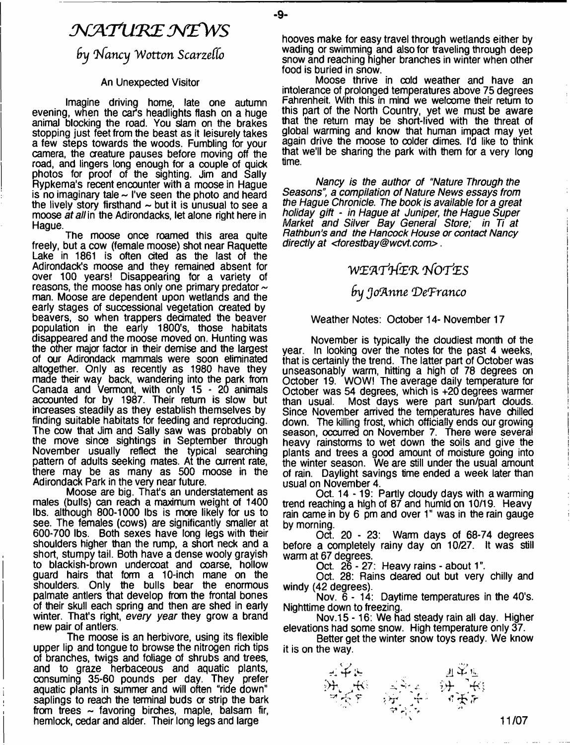# NATURE NEWS

## by Nancy Wotton Scarzello

### An Unexpected Visitor

Imagine driving home, late one autumn evening, when the car's headlights flash on a huge animal blocking the road. You slam on the brakes stopping just feet from the beast as it leisurely takes a few steps towards the woods. Fumbling for your camera, the creature pauses before moving off the road, and lingers long enough for a couple of quick photos for proof of the sighting. Jim and Sally Rypkema's recent encounter with a moose in Hague is no imaginary tale ~ I've seen the photo and heard the lively story firsthand ~ but it is unusual to see a moose *at all* in the Adirondacks, let alone right here in Hague.

The moose once roamed this area quite freely, but a cow (female moose) shot near Raquette Lake in 1861 is often cited as the last of the Adirondack's moose and they remained absent for over 100 years! Disappearing for a variety of reasons, the moose has only one primary predator ~ man. Moose are dependent upon wetlands and the early stages of successional vegetation created by beavers, so when trappers decimated the beaver population in the early 1800's, those habitats disappeared and the moose moved on. Hunting was the other major factor in their demise and the largest of our Adirondack mammals were soon eliminated altogether. Only as recently as 1980 have they made their way back, wandering into the park from Canada and Vermont, with only 15 - 20 animals accounted for by 1987. Their return is slow but increases steadily as they establish themselves by finding suitable habitats for feeding and reproducing. The cow that Jim and Sally saw was probably on the move since sightings in September through November usually reflect the typical searching pattern of adults seeking mates. At the current rate, there may be as many as 500 moose in the Adirondack Park in the very near future.

Moose are big. That's an understatement as males (bulls) can reach a maximum weight of 1400 lbs. although 800-1000 lbs is more likely for us to see. The females (cows) are significantly smaller at 600-700 lbs. Both sexes have long legs with their shoulders higher than the rump, a short neck and a short, stumpy tail. Both have a dense wooly grayish to blackish-brown undercoat and coarse, hollow guard hairs that form a 10-inch mane on the shoulders. Only the bulls bear the enormous palmate antlers that develop from the frontal bones of their skull each spring and then are shed in early winter. That's right, *every year* they grow a brand new pair of antlers.

The moose is an herbivore, using its flexible upper lip and tongue to browse the nitrogen rich tips of branches, twigs and foliage of shrubs and trees, and to graze herbaceous and aquatic plants, consuming 35-60 pounds per day. They prefer aquatic plants in summer and will often "ride down" saplings to reach the terminal buds or strip the bark from trees ~ favoring birches, maple, balsam fir, hemlock, cedar and alder. Their long legs and large hooves make for easy travel through wetlands either by wading or swimming and also for traveling through deep snow and reaching higher branches in winter when other food is buried in snow.

Moose thrive in cold weather and have an intolerance of prolonged temperatures above 75 degrees Fahrenheit. With this in mind we welcome their return to this part of the North Country, yet we must be aware that the return may be short-lived with the threat of global warming and know that human impact may yet again drive the moose to colder climes. I'd like to think that we'll be sharing the park with them for a very long time.

*Nancy is the author of "Nature Through the Seasons", a compilation of Nature News essays from the Hague Chronicle. The book is available for a great holiday gift - in Hague at Juniper, the Hague Super Market and Silver Bay General Store; in Ti at Rathbun's and the Hancock House or contact Nancy directly at <forestbay@wcvt.com>.*

# WEATHER NOTES

## by JoAnne DeFranco

Weather Notes: October 14- November 17

November is typically the cloudiest month of the year. In looking over the notes for the past 4 weeks, that is certainly the trend. The latter part of October was unseasonably warm, hitting a high of 78 degrees on October 19. WOW! The average daily temperature for October was 54 degrees, which is +20 degrees warmer than usual. Most days were part sun/part clouds. Since November arrived the temperatures have chilled down. The killing frost, which officially ends our growing season, occurred on November 7. There were several heavy rainstorms to wet down the soils and give the plants and trees a good amount of moisture going into the winter season. We are still under the usual amount of rain. Daylight savings time ended a week later than usual on November 4.

Oct. 14 - 19: Partly cloudy days with a warming trend reaching a high of 87 and humid on 10/19. Heavy rain came in by 6 pm and over 1" was in the rain gauge by morning.

Oct. 20 - 23: Warm days of 68-74 degrees before a completely rainy day on 10/27. It was still warm at 67 degrees.

Oct. 26 - 27: Heavy rains - about 1".

Oct. 28: Rains cleared out but very chilly and windy (42 degrees).

Nov. 6 - 14: Daytime temperatures in the 40's. Nighttime down to freezing.

Nov.15 - 16: We had steady rain all day. Higher elevations had some snow. High temperature only 37.

Better get the winter snow toys ready. We know it is on the way.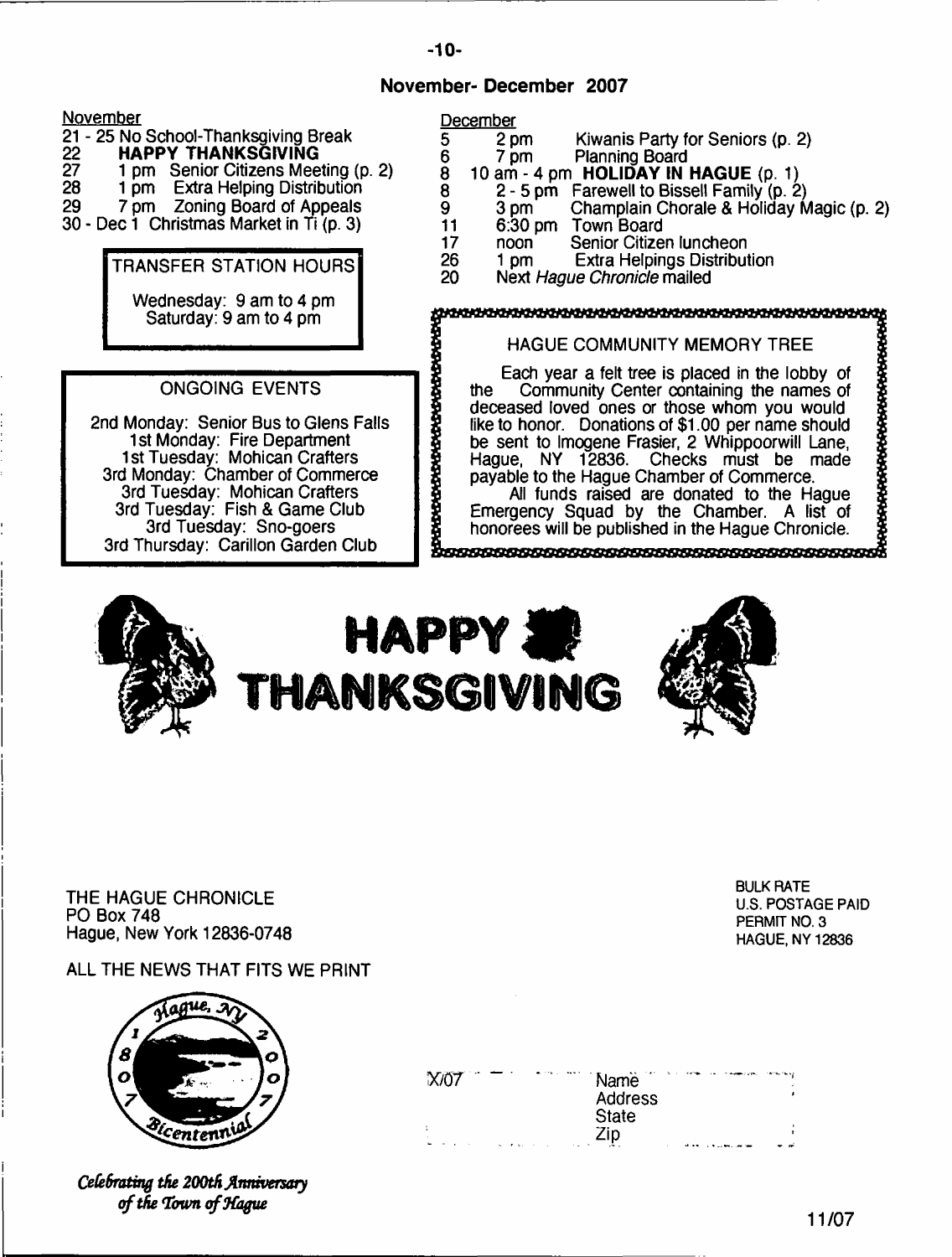## November- December 2007

**November**

21 - 25 No School-Thanksgiving Break
22 **HAPPY THANKSGIVING**
27 1 pm Senior Citizens Meeting (p. 2)
28 1 pm Extra Helping Distribution
29 7 pm Zoning Board of Appeals
30 - Dec 1 Christmas Market in Ti (p. 3)

**TRANSFER STATION HOURS**

Wednesday: 9 am to 4 pm
Saturday: 9 am to 4 pm

**ONGOING EVENTS**

2nd Monday: Senior Bus to Glens Falls
1st Monday: Fire Department
1st Tuesday: Mohican Crafters
3rd Monday: Chamber of Commerce
3rd Tuesday: Mohican Crafters
3rd Tuesday: Fish & Game Club
3rd Tuesday: Sno-goers
3rd Thursday: Carillon Garden Club

**December**

5 2 pm Kiwanis Party for Seniors (p. 2)
6 7 pm Planning Board
8 10 am - 4 pm **HOLIDAY IN HAGUE** (p. 1)
8 2 - 5 pm Farewell to Bissell Family (p. 2)
9 3 pm Champlain Chorale & Holiday Magic (p. 2)
11 6:30 pm Town Board
17 noon Senior Citizen luncheon
26 1 pm Extra Helpings Distribution
20 Next *Hague Chronicle* mailed

**HAGUE COMMUNITY MEMORY TREE**

Each year a felt tree is placed in the lobby of the Community Center containing the names of deceased loved ones or those whom you would like to honor. Donations of $1.00 per name should be sent to Imogene Frasier, 2 Whippoorwill Lane, Hague, NY 12836. Checks must be made payable to the Hague Chamber of Commerce.

All funds raised are donated to the Hague Emergency Squad by the Chamber. A list of honorees will be published in the Hague Chronicle.

# HAPPY THANKSGIVING

THE HAGUE CHRONICLE
PO Box 748
Hague, New York 12836-0748

ALL THE NEWS THAT FITS WE PRINT

Hague, NY 1807 2007 Bicentennial

*Celebrating the 200th Anniversary of the Town of Hague*

BULK RATE
U.S. POSTAGE PAID
PERMIT NO. 3
HAGUE, NY 12836

X/07
Name
Address
State
Zip

11/07